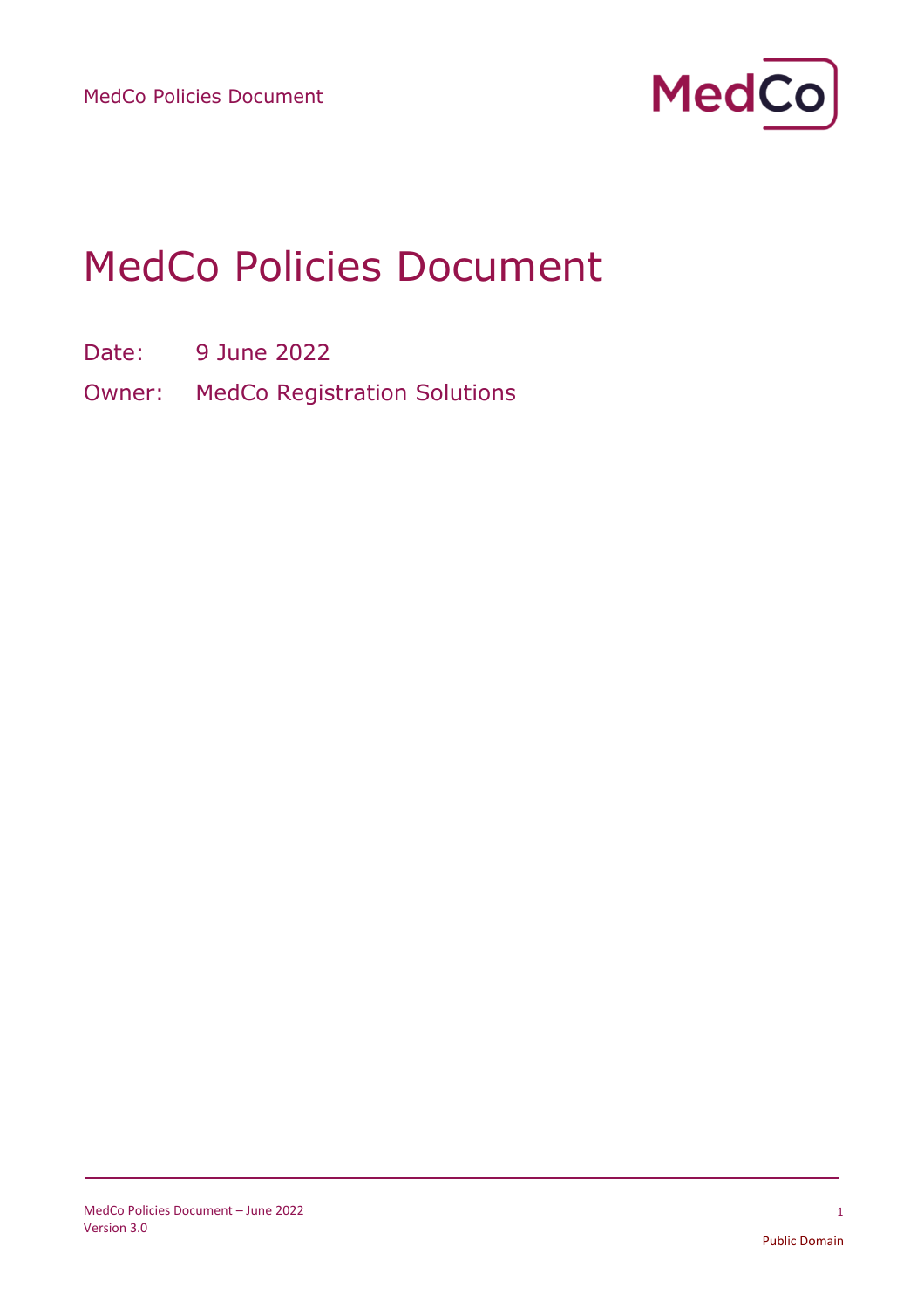# MedCo Policies Document

Date: 9 June 2022

Owner: MedCo Registration Solutions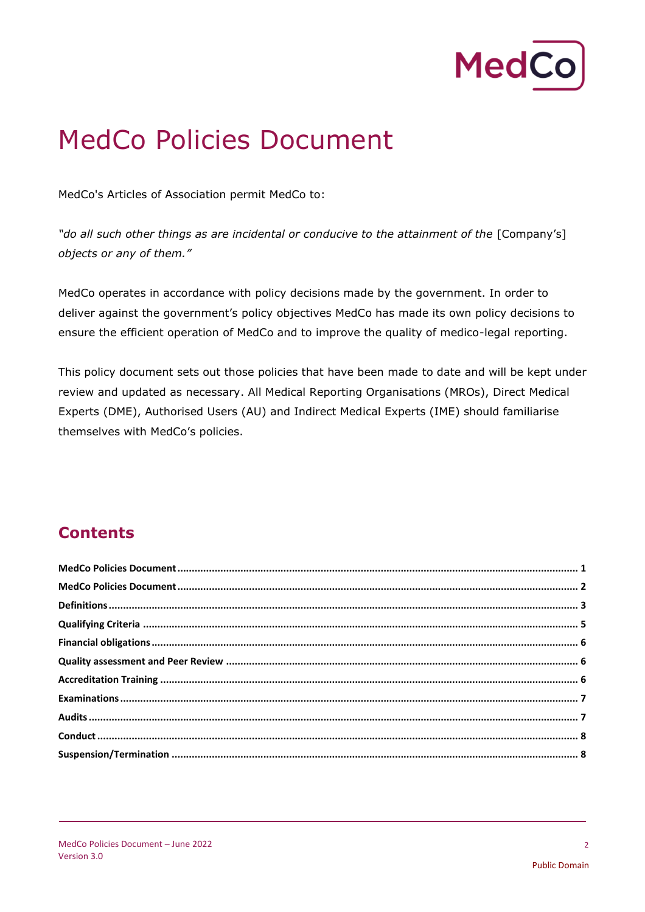# MedCo Policies Document

MedCo's Articles of Association permit MedCo to:

*"do all such other things as are incidental or conducive to the attainment of the* [Company's] *objects or any of them."*

MedCo operates in accordance with policy decisions made by the government. In order to deliver against the government's policy objectives MedCo has made its own policy decisions to ensure the efficient operation of MedCo and to improve the quality of medico-legal reporting.

This policy document sets out those policies that have been made to date and will be kept under review and updated as necessary. All Medical Reporting Organisations (MROs), Direct Medical Experts (DME), Authorised Users (AU) and Indirect Medical Experts (IME) should familiarise themselves with MedCo's policies.

## Contents

**MedCo Policies Document** ........ 1
**MedCo Policies Document** ........ 2
**Definitions** ........ 3
**Qualifying Criteria** ........ 5
**Financial obligations** ........ 6
**Quality assessment and Peer Review** ........ 6
**Accreditation Training** ........ 6
**Examinations** ........ 7
**Audits** ........ 7
**Conduct** ........ 8
**Suspension/Termination** ........ 8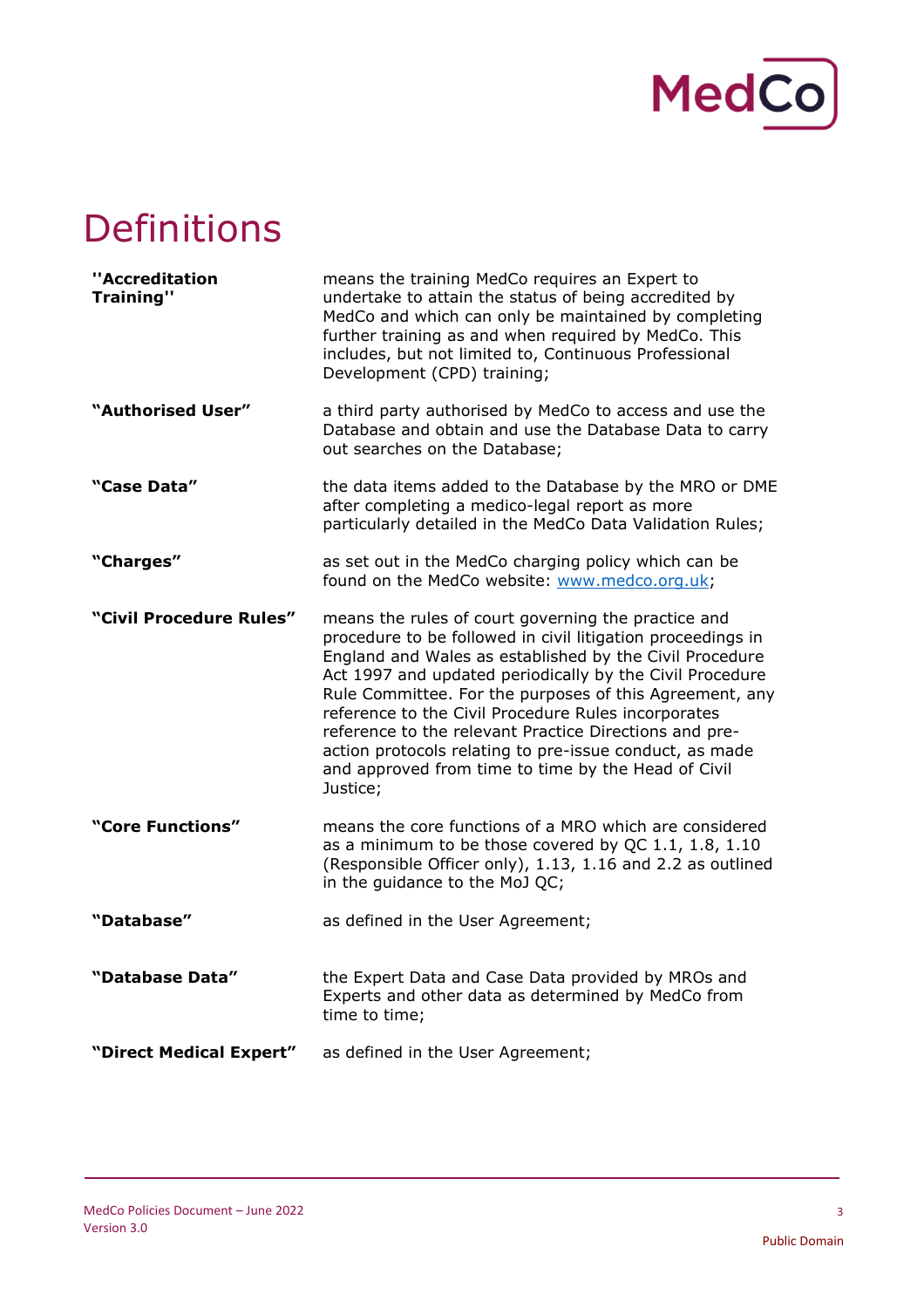# Definitions

| | |
|---|---|
| **"Accreditation Training"** | means the training MedCo requires an Expert to undertake to attain the status of being accredited by MedCo and which can only be maintained by completing further training as and when required by MedCo. This includes, but not limited to, Continuous Professional Development (CPD) training; |
| **"Authorised User"** | a third party authorised by MedCo to access and use the Database and obtain and use the Database Data to carry out searches on the Database; |
| **"Case Data"** | the data items added to the Database by the MRO or DME after completing a medico-legal report as more particularly detailed in the MedCo Data Validation Rules; |
| **"Charges"** | as set out in the MedCo charging policy which can be found on the MedCo website: [www.medco.org.uk](http://www.medco.org.uk); |
| **"Civil Procedure Rules"** | means the rules of court governing the practice and procedure to be followed in civil litigation proceedings in England and Wales as established by the Civil Procedure Act 1997 and updated periodically by the Civil Procedure Rule Committee. For the purposes of this Agreement, any reference to the Civil Procedure Rules incorporates reference to the relevant Practice Directions and pre-action protocols relating to pre-issue conduct, as made and approved from time to time by the Head of Civil Justice; |
| **"Core Functions"** | means the core functions of a MRO which are considered as a minimum to be those covered by QC 1.1, 1.8, 1.10 (Responsible Officer only), 1.13, 1.16 and 2.2 as outlined in the guidance to the MoJ QC; |
| **"Database"** | as defined in the User Agreement; |
| **"Database Data"** | the Expert Data and Case Data provided by MROs and Experts and other data as determined by MedCo from time to time; |
| **"Direct Medical Expert"** | as defined in the User Agreement; |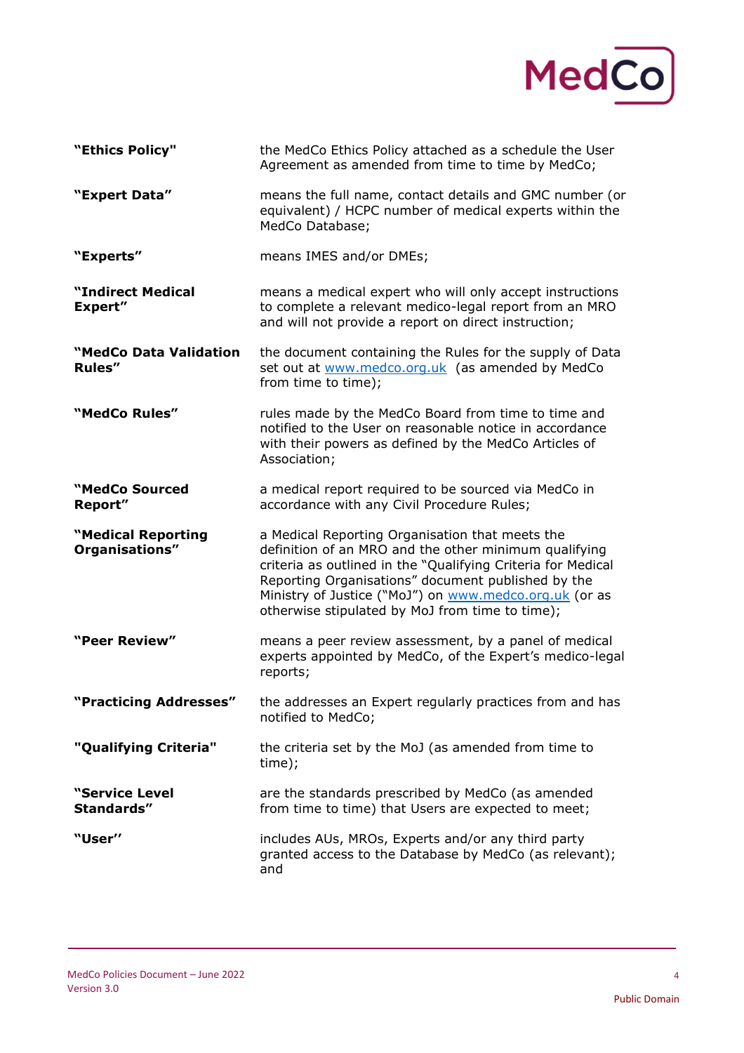| | |
|---|---|
| **"Ethics Policy"** | the MedCo Ethics Policy attached as a schedule the User Agreement as amended from time to time by MedCo; |
| **"Expert Data"** | means the full name, contact details and GMC number (or equivalent) / HCPC number of medical experts within the MedCo Database; |
| **"Experts"** | means IMES and/or DMEs; |
| **"Indirect Medical Expert"** | means a medical expert who will only accept instructions to complete a relevant medico-legal report from an MRO and will not provide a report on direct instruction; |
| **"MedCo Data Validation Rules"** | the document containing the Rules for the supply of Data set out at www.medco.org.uk (as amended by MedCo from time to time); |
| **"MedCo Rules"** | rules made by the MedCo Board from time to time and notified to the User on reasonable notice in accordance with their powers as defined by the MedCo Articles of Association; |
| **"MedCo Sourced Report"** | a medical report required to be sourced via MedCo in accordance with any Civil Procedure Rules; |
| **"Medical Reporting Organisations"** | a Medical Reporting Organisation that meets the definition of an MRO and the other minimum qualifying criteria as outlined in the "Qualifying Criteria for Medical Reporting Organisations" document published by the Ministry of Justice ("MoJ") on www.medco.org.uk (or as otherwise stipulated by MoJ from time to time); |
| **"Peer Review"** | means a peer review assessment, by a panel of medical experts appointed by MedCo, of the Expert's medico-legal reports; |
| **"Practicing Addresses"** | the addresses an Expert regularly practices from and has notified to MedCo; |
| **"Qualifying Criteria"** | the criteria set by the MoJ (as amended from time to time); |
| **"Service Level Standards"** | are the standards prescribed by MedCo (as amended from time to time) that Users are expected to meet; |
| **"User"** | includes AUs, MROs, Experts and/or any third party granted access to the Database by MedCo (as relevant); and |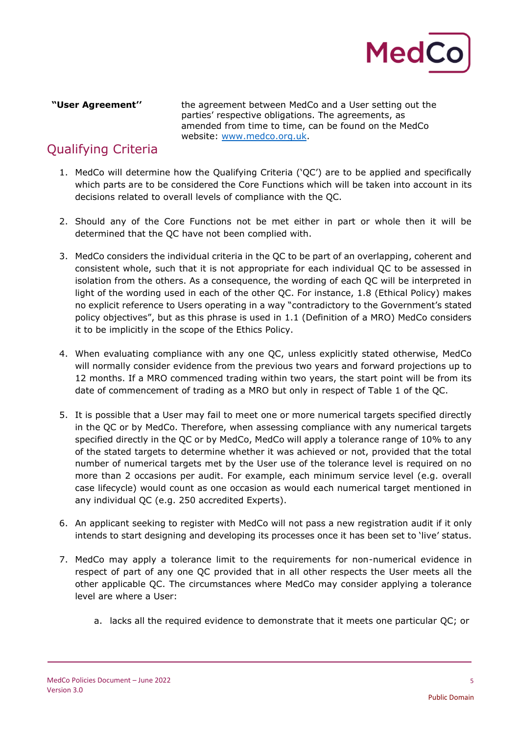| **"User Agreement''** | the agreement between MedCo and a User setting out the parties' respective obligations. The agreements, as amended from time to time, can be found on the MedCo website: [www.medco.org.uk](http://www.medco.org.uk). |
|---|---|

## Qualifying Criteria

1. MedCo will determine how the Qualifying Criteria ('QC') are to be applied and specifically which parts are to be considered the Core Functions which will be taken into account in its decisions related to overall levels of compliance with the QC.

2. Should any of the Core Functions not be met either in part or whole then it will be determined that the QC have not been complied with.

3. MedCo considers the individual criteria in the QC to be part of an overlapping, coherent and consistent whole, such that it is not appropriate for each individual QC to be assessed in isolation from the others. As a consequence, the wording of each QC will be interpreted in light of the wording used in each of the other QC. For instance, 1.8 (Ethical Policy) makes no explicit reference to Users operating in a way "contradictory to the Government's stated policy objectives", but as this phrase is used in 1.1 (Definition of a MRO) MedCo considers it to be implicitly in the scope of the Ethics Policy.

4. When evaluating compliance with any one QC, unless explicitly stated otherwise, MedCo will normally consider evidence from the previous two years and forward projections up to 12 months. If a MRO commenced trading within two years, the start point will be from its date of commencement of trading as a MRO but only in respect of Table 1 of the QC.

5. It is possible that a User may fail to meet one or more numerical targets specified directly in the QC or by MedCo. Therefore, when assessing compliance with any numerical targets specified directly in the QC or by MedCo, MedCo will apply a tolerance range of 10% to any of the stated targets to determine whether it was achieved or not, provided that the total number of numerical targets met by the User use of the tolerance level is required on no more than 2 occasions per audit. For example, each minimum service level (e.g. overall case lifecycle) would count as one occasion as would each numerical target mentioned in any individual QC (e.g. 250 accredited Experts).

6. An applicant seeking to register with MedCo will not pass a new registration audit if it only intends to start designing and developing its processes once it has been set to 'live' status.

7. MedCo may apply a tolerance limit to the requirements for non-numerical evidence in respect of part of any one QC provided that in all other respects the User meets all the other applicable QC. The circumstances where MedCo may consider applying a tolerance level are where a User:

   a. lacks all the required evidence to demonstrate that it meets one particular QC; or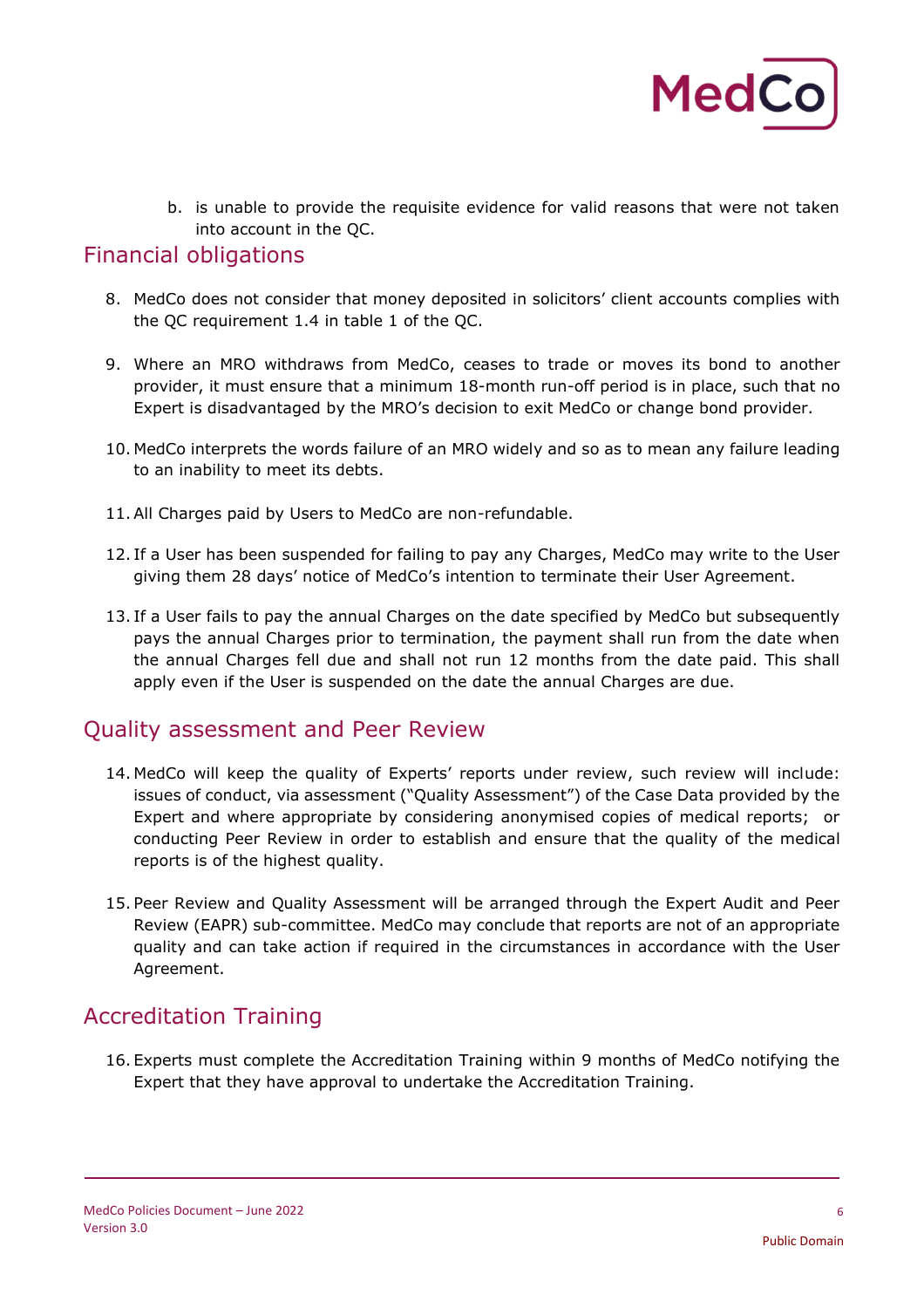b. is unable to provide the requisite evidence for valid reasons that were not taken into account in the QC.

## Financial obligations

8. MedCo does not consider that money deposited in solicitors' client accounts complies with the QC requirement 1.4 in table 1 of the QC.

9. Where an MRO withdraws from MedCo, ceases to trade or moves its bond to another provider, it must ensure that a minimum 18-month run-off period is in place, such that no Expert is disadvantaged by the MRO's decision to exit MedCo or change bond provider.

10. MedCo interprets the words failure of an MRO widely and so as to mean any failure leading to an inability to meet its debts.

11. All Charges paid by Users to MedCo are non-refundable.

12. If a User has been suspended for failing to pay any Charges, MedCo may write to the User giving them 28 days' notice of MedCo's intention to terminate their User Agreement.

13. If a User fails to pay the annual Charges on the date specified by MedCo but subsequently pays the annual Charges prior to termination, the payment shall run from the date when the annual Charges fell due and shall not run 12 months from the date paid. This shall apply even if the User is suspended on the date the annual Charges are due.

## Quality assessment and Peer Review

14. MedCo will keep the quality of Experts' reports under review, such review will include: issues of conduct, via assessment ("Quality Assessment") of the Case Data provided by the Expert and where appropriate by considering anonymised copies of medical reports; or conducting Peer Review in order to establish and ensure that the quality of the medical reports is of the highest quality.

15. Peer Review and Quality Assessment will be arranged through the Expert Audit and Peer Review (EAPR) sub-committee. MedCo may conclude that reports are not of an appropriate quality and can take action if required in the circumstances in accordance with the User Agreement.

## Accreditation Training

16. Experts must complete the Accreditation Training within 9 months of MedCo notifying the Expert that they have approval to undertake the Accreditation Training.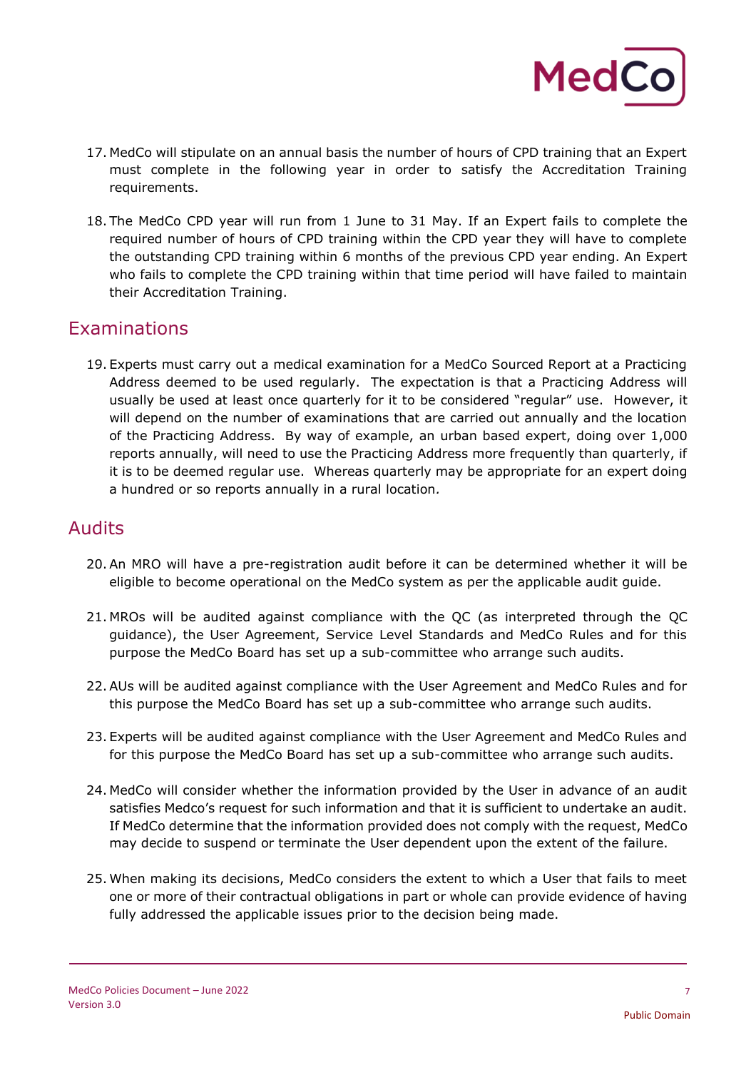17. MedCo will stipulate on an annual basis the number of hours of CPD training that an Expert must complete in the following year in order to satisfy the Accreditation Training requirements.

18. The MedCo CPD year will run from 1 June to 31 May. If an Expert fails to complete the required number of hours of CPD training within the CPD year they will have to complete the outstanding CPD training within 6 months of the previous CPD year ending. An Expert who fails to complete the CPD training within that time period will have failed to maintain their Accreditation Training.

## Examinations

19. Experts must carry out a medical examination for a MedCo Sourced Report at a Practicing Address deemed to be used regularly. The expectation is that a Practicing Address will usually be used at least once quarterly for it to be considered "regular" use. However, it will depend on the number of examinations that are carried out annually and the location of the Practicing Address. By way of example, an urban based expert, doing over 1,000 reports annually, will need to use the Practicing Address more frequently than quarterly, if it is to be deemed regular use. Whereas quarterly may be appropriate for an expert doing a hundred or so reports annually in a rural location.

## Audits

20. An MRO will have a pre-registration audit before it can be determined whether it will be eligible to become operational on the MedCo system as per the applicable audit guide.

21. MROs will be audited against compliance with the QC (as interpreted through the QC guidance), the User Agreement, Service Level Standards and MedCo Rules and for this purpose the MedCo Board has set up a sub-committee who arrange such audits.

22. AUs will be audited against compliance with the User Agreement and MedCo Rules and for this purpose the MedCo Board has set up a sub-committee who arrange such audits.

23. Experts will be audited against compliance with the User Agreement and MedCo Rules and for this purpose the MedCo Board has set up a sub-committee who arrange such audits.

24. MedCo will consider whether the information provided by the User in advance of an audit satisfies Medco's request for such information and that it is sufficient to undertake an audit. If MedCo determine that the information provided does not comply with the request, MedCo may decide to suspend or terminate the User dependent upon the extent of the failure.

25. When making its decisions, MedCo considers the extent to which a User that fails to meet one or more of their contractual obligations in part or whole can provide evidence of having fully addressed the applicable issues prior to the decision being made.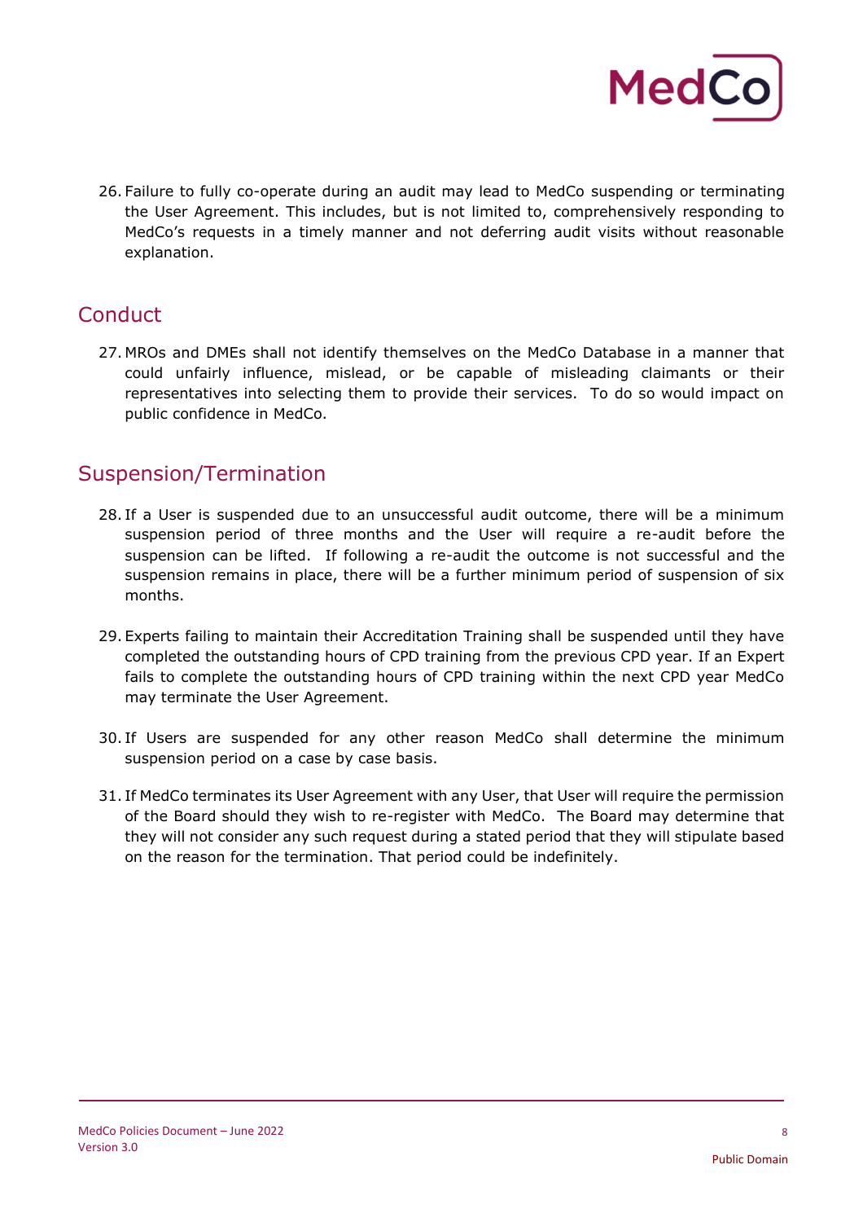26. Failure to fully co-operate during an audit may lead to MedCo suspending or terminating the User Agreement. This includes, but is not limited to, comprehensively responding to MedCo's requests in a timely manner and not deferring audit visits without reasonable explanation.

## Conduct

27. MROs and DMEs shall not identify themselves on the MedCo Database in a manner that could unfairly influence, mislead, or be capable of misleading claimants or their representatives into selecting them to provide their services. To do so would impact on public confidence in MedCo.

## Suspension/Termination

28. If a User is suspended due to an unsuccessful audit outcome, there will be a minimum suspension period of three months and the User will require a re-audit before the suspension can be lifted. If following a re-audit the outcome is not successful and the suspension remains in place, there will be a further minimum period of suspension of six months.

29. Experts failing to maintain their Accreditation Training shall be suspended until they have completed the outstanding hours of CPD training from the previous CPD year. If an Expert fails to complete the outstanding hours of CPD training within the next CPD year MedCo may terminate the User Agreement.

30. If Users are suspended for any other reason MedCo shall determine the minimum suspension period on a case by case basis.

31. If MedCo terminates its User Agreement with any User, that User will require the permission of the Board should they wish to re-register with MedCo. The Board may determine that they will not consider any such request during a stated period that they will stipulate based on the reason for the termination. That period could be indefinitely.